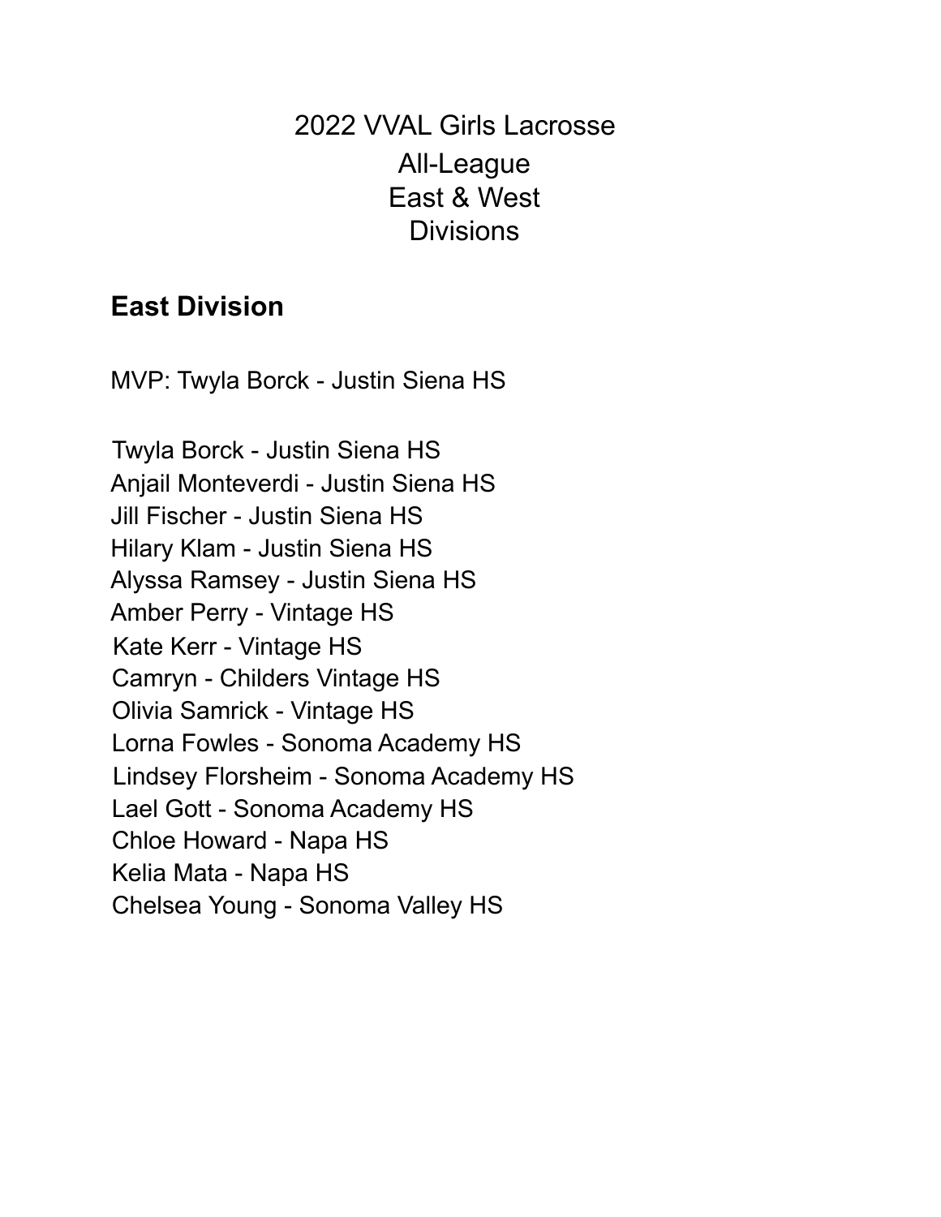# 2022 VVAL Girls Lacrosse All-League East & West Divisions

## East Division

MVP: Twyla Borck - Justin Siena HS

Twyla Borck - Justin Siena HS
Anjail Monteverdi - Justin Siena HS
Jill Fischer - Justin Siena HS
Hilary Klam - Justin Siena HS
Alyssa Ramsey - Justin Siena HS
Amber Perry - Vintage HS
Kate Kerr - Vintage HS
Camryn - Childers Vintage HS
Olivia Samrick - Vintage HS
Lorna Fowles - Sonoma Academy HS
Lindsey Florsheim - Sonoma Academy HS
Lael Gott - Sonoma Academy HS
Chloe Howard - Napa HS
Kelia Mata - Napa HS
Chelsea Young - Sonoma Valley HS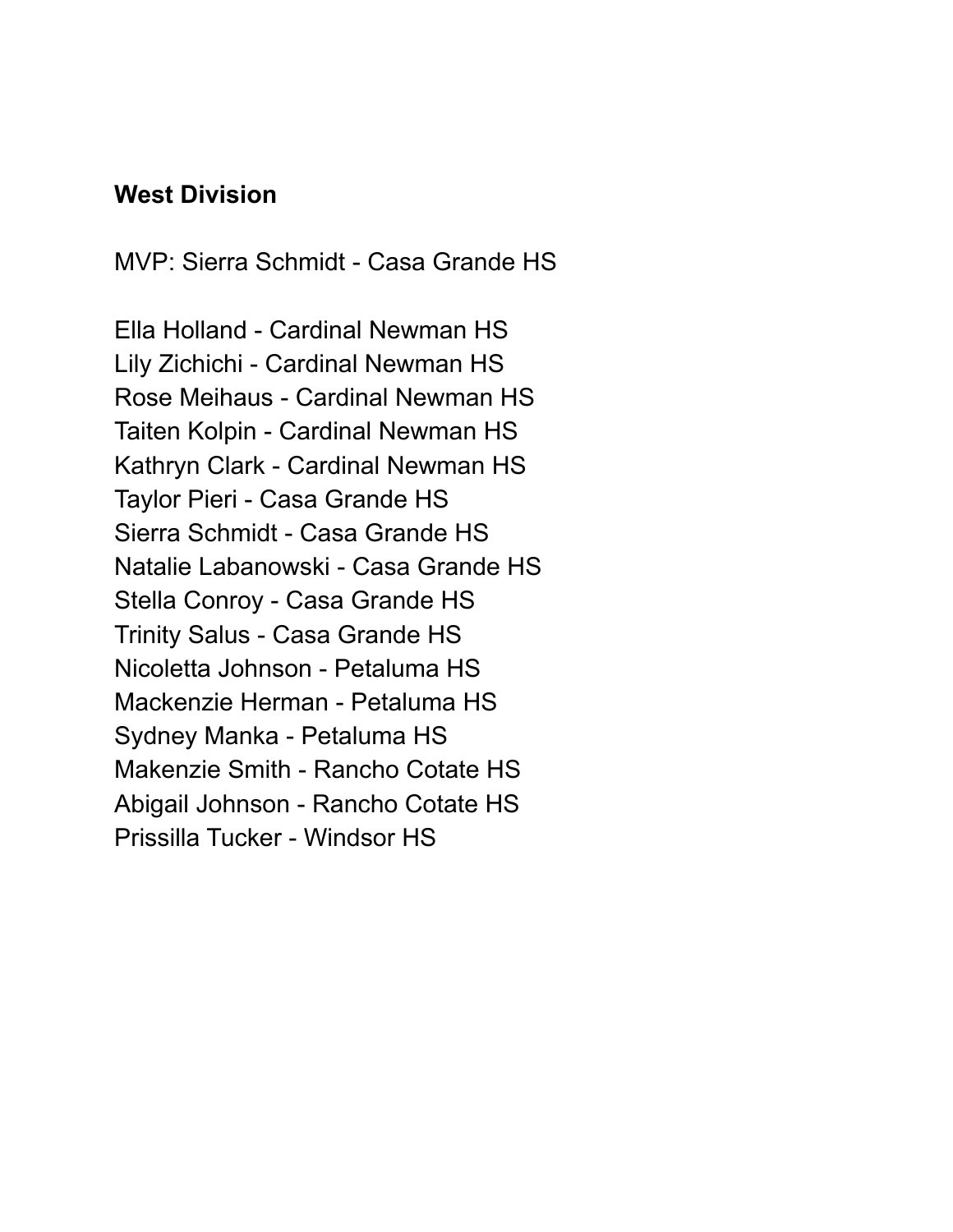**West Division**

MVP: Sierra Schmidt - Casa Grande HS

Ella Holland - Cardinal Newman HS
Lily Zichichi - Cardinal Newman HS
Rose Meihaus - Cardinal Newman HS
Taiten Kolpin - Cardinal Newman HS
Kathryn Clark - Cardinal Newman HS
Taylor Pieri - Casa Grande HS
Sierra Schmidt - Casa Grande HS
Natalie Labanowski - Casa Grande HS
Stella Conroy - Casa Grande HS
Trinity Salus - Casa Grande HS
Nicoletta Johnson - Petaluma HS
Mackenzie Herman - Petaluma HS
Sydney Manka - Petaluma HS
Makenzie Smith - Rancho Cotate HS
Abigail Johnson - Rancho Cotate HS
Prissilla Tucker - Windsor HS